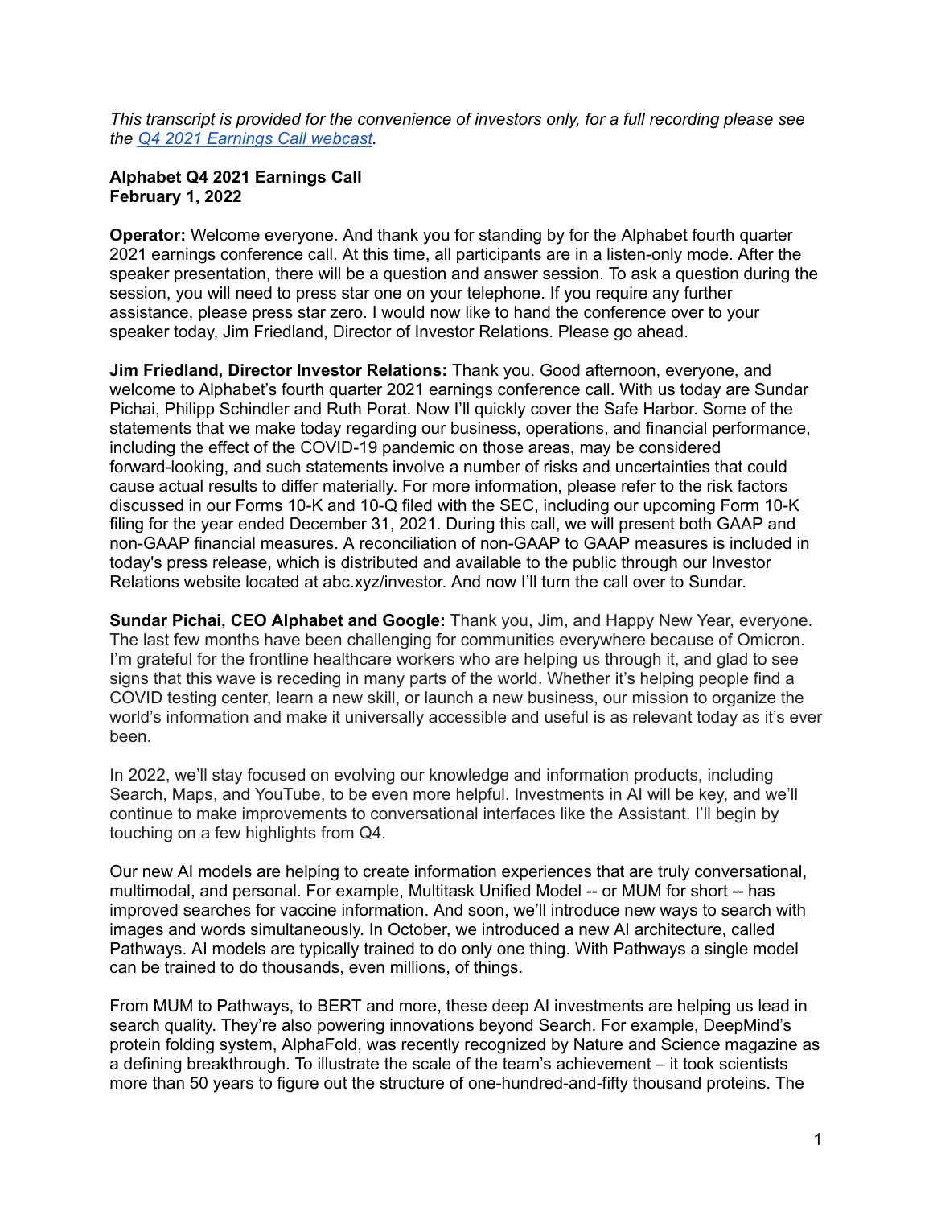*This transcript is provided for the convenience of investors only, for a full recording please see the [Q4 2021 Earnings Call webcast](#).*

**Alphabet Q4 2021 Earnings Call**
**February 1, 2022**

**Operator:** Welcome everyone. And thank you for standing by for the Alphabet fourth quarter 2021 earnings conference call. At this time, all participants are in a listen-only mode. After the speaker presentation, there will be a question and answer session. To ask a question during the session, you will need to press star one on your telephone. If you require any further assistance, please press star zero. I would now like to hand the conference over to your speaker today, Jim Friedland, Director of Investor Relations. Please go ahead.

**Jim Friedland, Director Investor Relations:** Thank you. Good afternoon, everyone, and welcome to Alphabet's fourth quarter 2021 earnings conference call. With us today are Sundar Pichai, Philipp Schindler and Ruth Porat. Now I'll quickly cover the Safe Harbor. Some of the statements that we make today regarding our business, operations, and financial performance, including the effect of the COVID-19 pandemic on those areas, may be considered forward-looking, and such statements involve a number of risks and uncertainties that could cause actual results to differ materially. For more information, please refer to the risk factors discussed in our Forms 10-K and 10-Q filed with the SEC, including our upcoming Form 10-K filing for the year ended December 31, 2021. During this call, we will present both GAAP and non-GAAP financial measures. A reconciliation of non-GAAP to GAAP measures is included in today's press release, which is distributed and available to the public through our Investor Relations website located at abc.xyz/investor. And now I'll turn the call over to Sundar.

**Sundar Pichai, CEO Alphabet and Google:** Thank you, Jim, and Happy New Year, everyone. The last few months have been challenging for communities everywhere because of Omicron. I'm grateful for the frontline healthcare workers who are helping us through it, and glad to see signs that this wave is receding in many parts of the world. Whether it's helping people find a COVID testing center, learn a new skill, or launch a new business, our mission to organize the world's information and make it universally accessible and useful is as relevant today as it's ever been.

In 2022, we'll stay focused on evolving our knowledge and information products, including Search, Maps, and YouTube, to be even more helpful. Investments in AI will be key, and we'll continue to make improvements to conversational interfaces like the Assistant. I'll begin by touching on a few highlights from Q4.

Our new AI models are helping to create information experiences that are truly conversational, multimodal, and personal. For example, Multitask Unified Model -- or MUM for short -- has improved searches for vaccine information. And soon, we'll introduce new ways to search with images and words simultaneously. In October, we introduced a new AI architecture, called Pathways. AI models are typically trained to do only one thing. With Pathways a single model can be trained to do thousands, even millions, of things.

From MUM to Pathways, to BERT and more, these deep AI investments are helping us lead in search quality. They're also powering innovations beyond Search. For example, DeepMind's protein folding system, AlphaFold, was recently recognized by Nature and Science magazine as a defining breakthrough. To illustrate the scale of the team's achievement – it took scientists more than 50 years to figure out the structure of one-hundred-and-fifty thousand proteins. The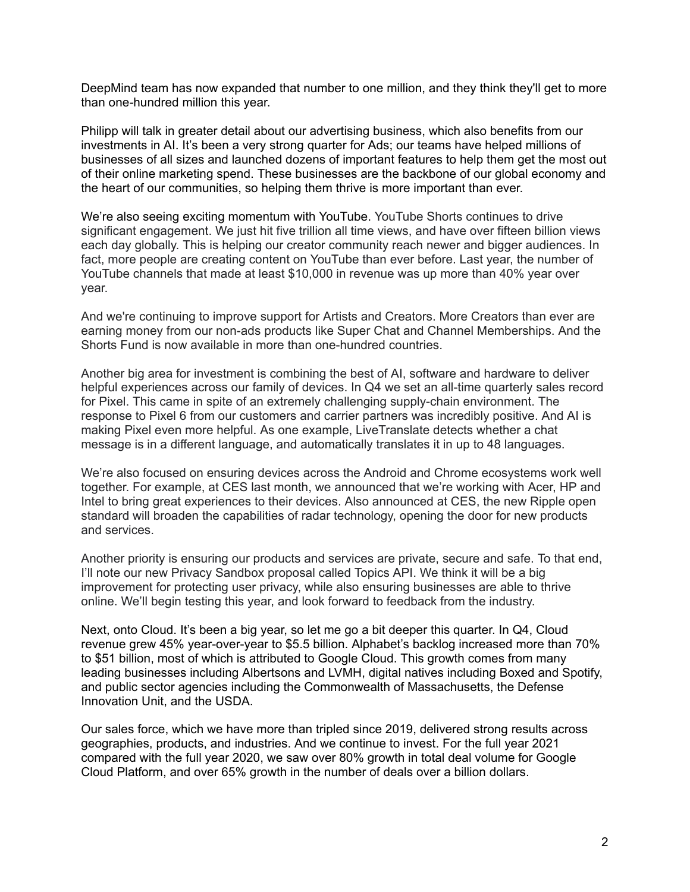DeepMind team has now expanded that number to one million, and they think they'll get to more than one-hundred million this year.

Philipp will talk in greater detail about our advertising business, which also benefits from our investments in AI. It's been a very strong quarter for Ads; our teams have helped millions of businesses of all sizes and launched dozens of important features to help them get the most out of their online marketing spend. These businesses are the backbone of our global economy and the heart of our communities, so helping them thrive is more important than ever.

We're also seeing exciting momentum with YouTube. YouTube Shorts continues to drive significant engagement. We just hit five trillion all time views, and have over fifteen billion views each day globally. This is helping our creator community reach newer and bigger audiences. In fact, more people are creating content on YouTube than ever before. Last year, the number of YouTube channels that made at least $10,000 in revenue was up more than 40% year over year.

And we're continuing to improve support for Artists and Creators. More Creators than ever are earning money from our non-ads products like Super Chat and Channel Memberships. And the Shorts Fund is now available in more than one-hundred countries.

Another big area for investment is combining the best of AI, software and hardware to deliver helpful experiences across our family of devices. In Q4 we set an all-time quarterly sales record for Pixel. This came in spite of an extremely challenging supply-chain environment. The response to Pixel 6 from our customers and carrier partners was incredibly positive. And AI is making Pixel even more helpful. As one example, LiveTranslate detects whether a chat message is in a different language, and automatically translates it in up to 48 languages.

We're also focused on ensuring devices across the Android and Chrome ecosystems work well together. For example, at CES last month, we announced that we're working with Acer, HP and Intel to bring great experiences to their devices. Also announced at CES, the new Ripple open standard will broaden the capabilities of radar technology, opening the door for new products and services.

Another priority is ensuring our products and services are private, secure and safe. To that end, I'll note our new Privacy Sandbox proposal called Topics API. We think it will be a big improvement for protecting user privacy, while also ensuring businesses are able to thrive online. We'll begin testing this year, and look forward to feedback from the industry.

Next, onto Cloud. It's been a big year, so let me go a bit deeper this quarter. In Q4, Cloud revenue grew 45% year-over-year to $5.5 billion. Alphabet's backlog increased more than 70% to $51 billion, most of which is attributed to Google Cloud. This growth comes from many leading businesses including Albertsons and LVMH, digital natives including Boxed and Spotify, and public sector agencies including the Commonwealth of Massachusetts, the Defense Innovation Unit, and the USDA.

Our sales force, which we have more than tripled since 2019, delivered strong results across geographies, products, and industries. And we continue to invest. For the full year 2021 compared with the full year 2020, we saw over 80% growth in total deal volume for Google Cloud Platform, and over 65% growth in the number of deals over a billion dollars.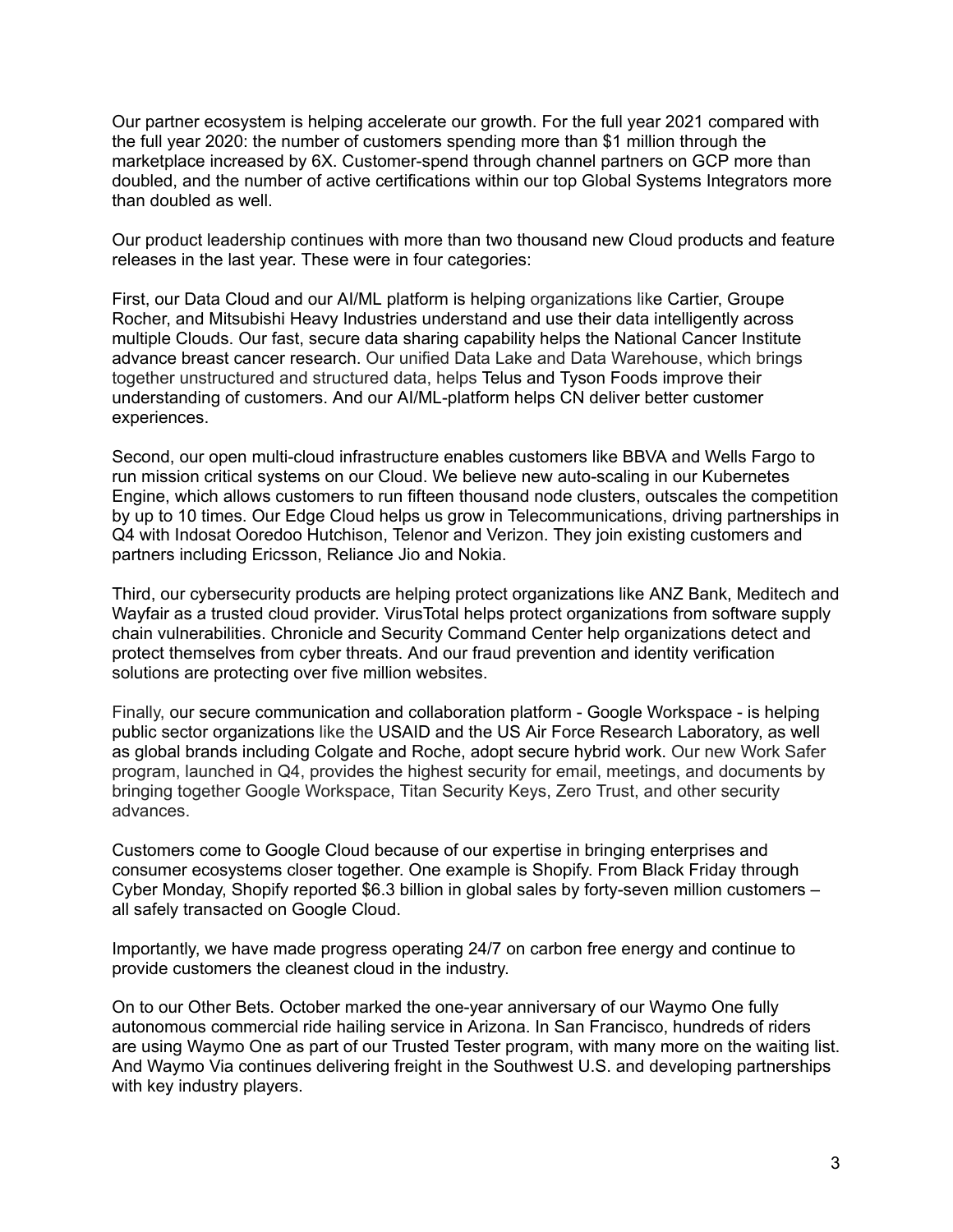Our partner ecosystem is helping accelerate our growth. For the full year 2021 compared with the full year 2020: the number of customers spending more than $1 million through the marketplace increased by 6X. Customer-spend through channel partners on GCP more than doubled, and the number of active certifications within our top Global Systems Integrators more than doubled as well.

Our product leadership continues with more than two thousand new Cloud products and feature releases in the last year. These were in four categories:

First, our Data Cloud and our AI/ML platform is helping organizations like Cartier, Groupe Rocher, and Mitsubishi Heavy Industries understand and use their data intelligently across multiple Clouds. Our fast, secure data sharing capability helps the National Cancer Institute advance breast cancer research. Our unified Data Lake and Data Warehouse, which brings together unstructured and structured data, helps Telus and Tyson Foods improve their understanding of customers. And our AI/ML-platform helps CN deliver better customer experiences.

Second, our open multi-cloud infrastructure enables customers like BBVA and Wells Fargo to run mission critical systems on our Cloud. We believe new auto-scaling in our Kubernetes Engine, which allows customers to run fifteen thousand node clusters, outscales the competition by up to 10 times. Our Edge Cloud helps us grow in Telecommunications, driving partnerships in Q4 with Indosat Ooredoo Hutchison, Telenor and Verizon. They join existing customers and partners including Ericsson, Reliance Jio and Nokia.

Third, our cybersecurity products are helping protect organizations like ANZ Bank, Meditech and Wayfair as a trusted cloud provider. VirusTotal helps protect organizations from software supply chain vulnerabilities. Chronicle and Security Command Center help organizations detect and protect themselves from cyber threats. And our fraud prevention and identity verification solutions are protecting over five million websites.

Finally, our secure communication and collaboration platform - Google Workspace - is helping public sector organizations like the USAID and the US Air Force Research Laboratory, as well as global brands including Colgate and Roche, adopt secure hybrid work. Our new Work Safer program, launched in Q4, provides the highest security for email, meetings, and documents by bringing together Google Workspace, Titan Security Keys, Zero Trust, and other security advances.

Customers come to Google Cloud because of our expertise in bringing enterprises and consumer ecosystems closer together. One example is Shopify. From Black Friday through Cyber Monday, Shopify reported $6.3 billion in global sales by forty-seven million customers – all safely transacted on Google Cloud.

Importantly, we have made progress operating 24/7 on carbon free energy and continue to provide customers the cleanest cloud in the industry.

On to our Other Bets. October marked the one-year anniversary of our Waymo One fully autonomous commercial ride hailing service in Arizona. In San Francisco, hundreds of riders are using Waymo One as part of our Trusted Tester program, with many more on the waiting list. And Waymo Via continues delivering freight in the Southwest U.S. and developing partnerships with key industry players.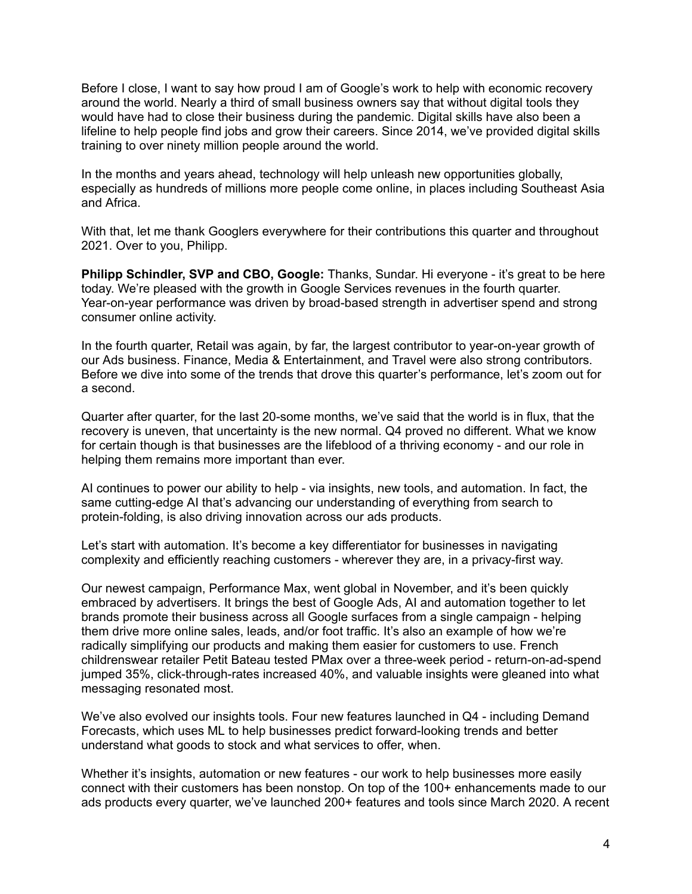Before I close, I want to say how proud I am of Google's work to help with economic recovery around the world. Nearly a third of small business owners say that without digital tools they would have had to close their business during the pandemic. Digital skills have also been a lifeline to help people find jobs and grow their careers. Since 2014, we've provided digital skills training to over ninety million people around the world.

In the months and years ahead, technology will help unleash new opportunities globally, especially as hundreds of millions more people come online, in places including Southeast Asia and Africa.

With that, let me thank Googlers everywhere for their contributions this quarter and throughout 2021. Over to you, Philipp.

**Philipp Schindler, SVP and CBO, Google:** Thanks, Sundar. Hi everyone - it's great to be here today. We're pleased with the growth in Google Services revenues in the fourth quarter. Year-on-year performance was driven by broad-based strength in advertiser spend and strong consumer online activity.

In the fourth quarter, Retail was again, by far, the largest contributor to year-on-year growth of our Ads business. Finance, Media & Entertainment, and Travel were also strong contributors. Before we dive into some of the trends that drove this quarter's performance, let's zoom out for a second.

Quarter after quarter, for the last 20-some months, we've said that the world is in flux, that the recovery is uneven, that uncertainty is the new normal. Q4 proved no different. What we know for certain though is that businesses are the lifeblood of a thriving economy - and our role in helping them remains more important than ever.

AI continues to power our ability to help - via insights, new tools, and automation. In fact, the same cutting-edge AI that's advancing our understanding of everything from search to protein-folding, is also driving innovation across our ads products.

Let's start with automation. It's become a key differentiator for businesses in navigating complexity and efficiently reaching customers - wherever they are, in a privacy-first way.

Our newest campaign, Performance Max, went global in November, and it's been quickly embraced by advertisers. It brings the best of Google Ads, AI and automation together to let brands promote their business across all Google surfaces from a single campaign - helping them drive more online sales, leads, and/or foot traffic. It's also an example of how we're radically simplifying our products and making them easier for customers to use. French childrenswear retailer Petit Bateau tested PMax over a three-week period - return-on-ad-spend jumped 35%, click-through-rates increased 40%, and valuable insights were gleaned into what messaging resonated most.

We've also evolved our insights tools. Four new features launched in Q4 - including Demand Forecasts, which uses ML to help businesses predict forward-looking trends and better understand what goods to stock and what services to offer, when.

Whether it's insights, automation or new features - our work to help businesses more easily connect with their customers has been nonstop. On top of the 100+ enhancements made to our ads products every quarter, we've launched 200+ features and tools since March 2020. A recent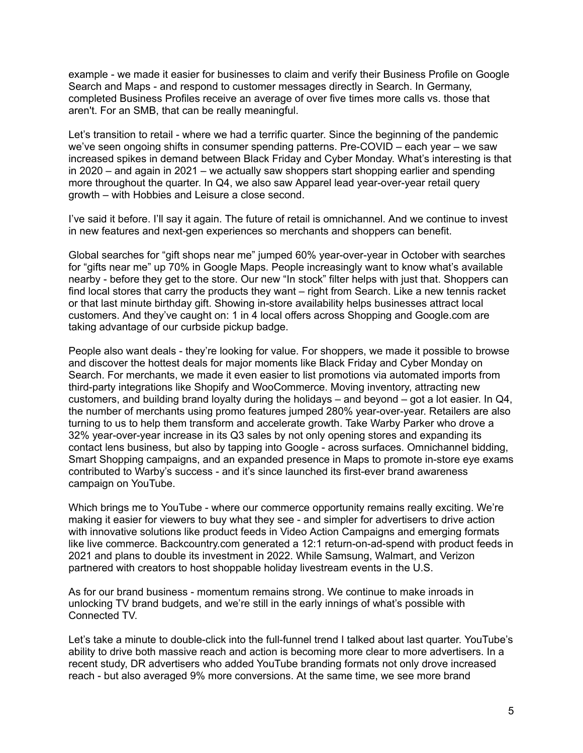example - we made it easier for businesses to claim and verify their Business Profile on Google Search and Maps - and respond to customer messages directly in Search. In Germany, completed Business Profiles receive an average of over five times more calls vs. those that aren't. For an SMB, that can be really meaningful.

Let's transition to retail - where we had a terrific quarter. Since the beginning of the pandemic we've seen ongoing shifts in consumer spending patterns. Pre-COVID – each year – we saw increased spikes in demand between Black Friday and Cyber Monday. What's interesting is that in 2020 – and again in 2021 – we actually saw shoppers start shopping earlier and spending more throughout the quarter. In Q4, we also saw Apparel lead year-over-year retail query growth – with Hobbies and Leisure a close second.

I've said it before. I'll say it again. The future of retail is omnichannel. And we continue to invest in new features and next-gen experiences so merchants and shoppers can benefit.

Global searches for "gift shops near me" jumped 60% year-over-year in October with searches for "gifts near me" up 70% in Google Maps. People increasingly want to know what's available nearby - before they get to the store. Our new "In stock" filter helps with just that. Shoppers can find local stores that carry the products they want – right from Search. Like a new tennis racket or that last minute birthday gift. Showing in-store availability helps businesses attract local customers. And they've caught on: 1 in 4 local offers across Shopping and Google.com are taking advantage of our curbside pickup badge.

People also want deals - they're looking for value. For shoppers, we made it possible to browse and discover the hottest deals for major moments like Black Friday and Cyber Monday on Search. For merchants, we made it even easier to list promotions via automated imports from third-party integrations like Shopify and WooCommerce. Moving inventory, attracting new customers, and building brand loyalty during the holidays – and beyond – got a lot easier. In Q4, the number of merchants using promo features jumped 280% year-over-year. Retailers are also turning to us to help them transform and accelerate growth. Take Warby Parker who drove a 32% year-over-year increase in its Q3 sales by not only opening stores and expanding its contact lens business, but also by tapping into Google - across surfaces. Omnichannel bidding, Smart Shopping campaigns, and an expanded presence in Maps to promote in-store eye exams contributed to Warby's success - and it's since launched its first-ever brand awareness campaign on YouTube.

Which brings me to YouTube - where our commerce opportunity remains really exciting. We're making it easier for viewers to buy what they see - and simpler for advertisers to drive action with innovative solutions like product feeds in Video Action Campaigns and emerging formats like live commerce. Backcountry.com generated a 12:1 return-on-ad-spend with product feeds in 2021 and plans to double its investment in 2022. While Samsung, Walmart, and Verizon partnered with creators to host shoppable holiday livestream events in the U.S.

As for our brand business - momentum remains strong. We continue to make inroads in unlocking TV brand budgets, and we're still in the early innings of what's possible with Connected TV.

Let's take a minute to double-click into the full-funnel trend I talked about last quarter. YouTube's ability to drive both massive reach and action is becoming more clear to more advertisers. In a recent study, DR advertisers who added YouTube branding formats not only drove increased reach - but also averaged 9% more conversions. At the same time, we see more brand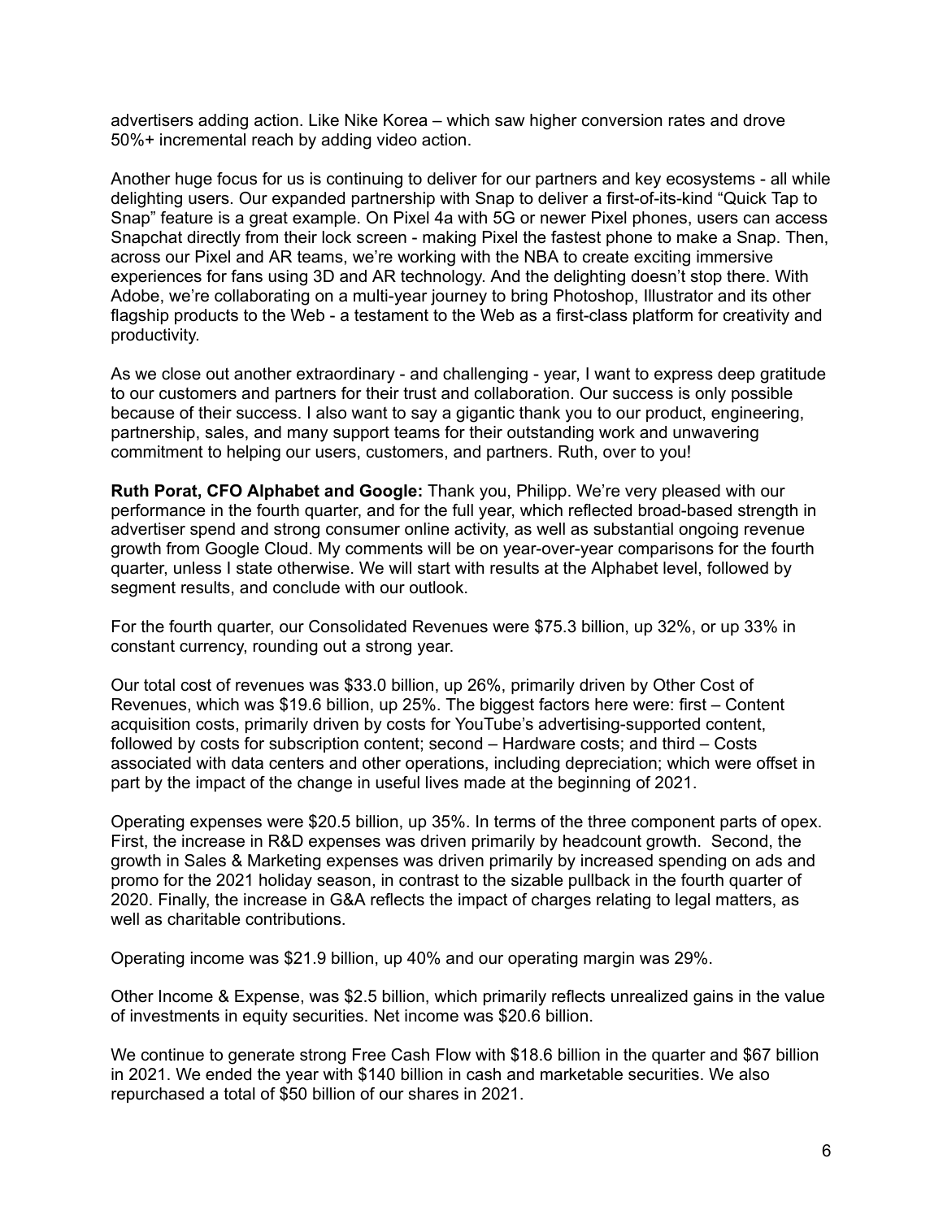advertisers adding action. Like Nike Korea – which saw higher conversion rates and drove 50%+ incremental reach by adding video action.

Another huge focus for us is continuing to deliver for our partners and key ecosystems - all while delighting users. Our expanded partnership with Snap to deliver a first-of-its-kind "Quick Tap to Snap" feature is a great example. On Pixel 4a with 5G or newer Pixel phones, users can access Snapchat directly from their lock screen - making Pixel the fastest phone to make a Snap. Then, across our Pixel and AR teams, we're working with the NBA to create exciting immersive experiences for fans using 3D and AR technology. And the delighting doesn't stop there. With Adobe, we're collaborating on a multi-year journey to bring Photoshop, Illustrator and its other flagship products to the Web - a testament to the Web as a first-class platform for creativity and productivity.

As we close out another extraordinary - and challenging - year, I want to express deep gratitude to our customers and partners for their trust and collaboration. Our success is only possible because of their success. I also want to say a gigantic thank you to our product, engineering, partnership, sales, and many support teams for their outstanding work and unwavering commitment to helping our users, customers, and partners. Ruth, over to you!

**Ruth Porat, CFO Alphabet and Google:** Thank you, Philipp. We're very pleased with our performance in the fourth quarter, and for the full year, which reflected broad-based strength in advertiser spend and strong consumer online activity, as well as substantial ongoing revenue growth from Google Cloud. My comments will be on year-over-year comparisons for the fourth quarter, unless I state otherwise. We will start with results at the Alphabet level, followed by segment results, and conclude with our outlook.

For the fourth quarter, our Consolidated Revenues were $75.3 billion, up 32%, or up 33% in constant currency, rounding out a strong year.

Our total cost of revenues was $33.0 billion, up 26%, primarily driven by Other Cost of Revenues, which was $19.6 billion, up 25%. The biggest factors here were: first – Content acquisition costs, primarily driven by costs for YouTube's advertising-supported content, followed by costs for subscription content; second – Hardware costs; and third – Costs associated with data centers and other operations, including depreciation; which were offset in part by the impact of the change in useful lives made at the beginning of 2021.

Operating expenses were $20.5 billion, up 35%. In terms of the three component parts of opex. First, the increase in R&D expenses was driven primarily by headcount growth. Second, the growth in Sales & Marketing expenses was driven primarily by increased spending on ads and promo for the 2021 holiday season, in contrast to the sizable pullback in the fourth quarter of 2020. Finally, the increase in G&A reflects the impact of charges relating to legal matters, as well as charitable contributions.

Operating income was $21.9 billion, up 40% and our operating margin was 29%.

Other Income & Expense, was $2.5 billion, which primarily reflects unrealized gains in the value of investments in equity securities. Net income was $20.6 billion.

We continue to generate strong Free Cash Flow with $18.6 billion in the quarter and $67 billion in 2021. We ended the year with $140 billion in cash and marketable securities. We also repurchased a total of $50 billion of our shares in 2021.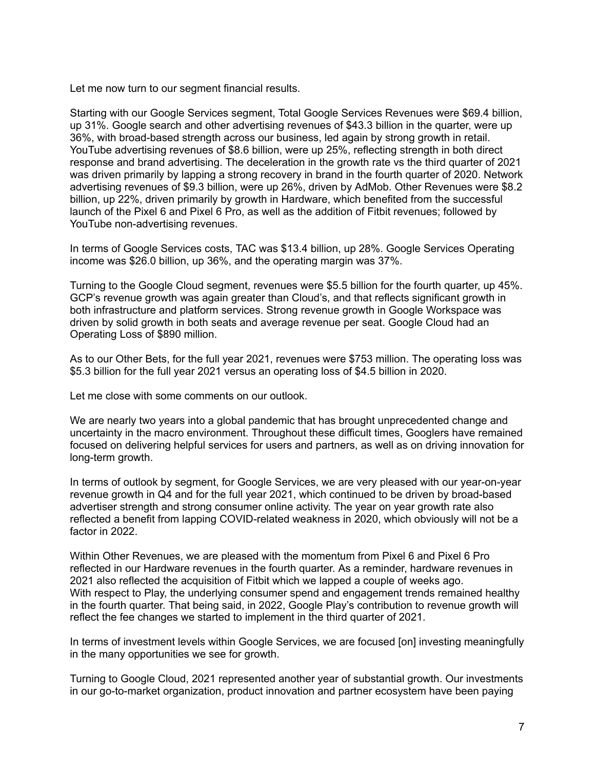Let me now turn to our segment financial results.

Starting with our Google Services segment, Total Google Services Revenues were $69.4 billion, up 31%. Google search and other advertising revenues of $43.3 billion in the quarter, were up 36%, with broad-based strength across our business, led again by strong growth in retail. YouTube advertising revenues of $8.6 billion, were up 25%, reflecting strength in both direct response and brand advertising. The deceleration in the growth rate vs the third quarter of 2021 was driven primarily by lapping a strong recovery in brand in the fourth quarter of 2020. Network advertising revenues of $9.3 billion, were up 26%, driven by AdMob. Other Revenues were $8.2 billion, up 22%, driven primarily by growth in Hardware, which benefited from the successful launch of the Pixel 6 and Pixel 6 Pro, as well as the addition of Fitbit revenues; followed by YouTube non-advertising revenues.

In terms of Google Services costs, TAC was $13.4 billion, up 28%. Google Services Operating income was $26.0 billion, up 36%, and the operating margin was 37%.

Turning to the Google Cloud segment, revenues were $5.5 billion for the fourth quarter, up 45%. GCP's revenue growth was again greater than Cloud's, and that reflects significant growth in both infrastructure and platform services. Strong revenue growth in Google Workspace was driven by solid growth in both seats and average revenue per seat. Google Cloud had an Operating Loss of $890 million.

As to our Other Bets, for the full year 2021, revenues were $753 million. The operating loss was $5.3 billion for the full year 2021 versus an operating loss of $4.5 billion in 2020.

Let me close with some comments on our outlook.

We are nearly two years into a global pandemic that has brought unprecedented change and uncertainty in the macro environment. Throughout these difficult times, Googlers have remained focused on delivering helpful services for users and partners, as well as on driving innovation for long-term growth.

In terms of outlook by segment, for Google Services, we are very pleased with our year-on-year revenue growth in Q4 and for the full year 2021, which continued to be driven by broad-based advertiser strength and strong consumer online activity. The year on year growth rate also reflected a benefit from lapping COVID-related weakness in 2020, which obviously will not be a factor in 2022.

Within Other Revenues, we are pleased with the momentum from Pixel 6 and Pixel 6 Pro reflected in our Hardware revenues in the fourth quarter. As a reminder, hardware revenues in 2021 also reflected the acquisition of Fitbit which we lapped a couple of weeks ago. With respect to Play, the underlying consumer spend and engagement trends remained healthy in the fourth quarter. That being said, in 2022, Google Play's contribution to revenue growth will reflect the fee changes we started to implement in the third quarter of 2021.

In terms of investment levels within Google Services, we are focused [on] investing meaningfully in the many opportunities we see for growth.

Turning to Google Cloud, 2021 represented another year of substantial growth. Our investments in our go-to-market organization, product innovation and partner ecosystem have been paying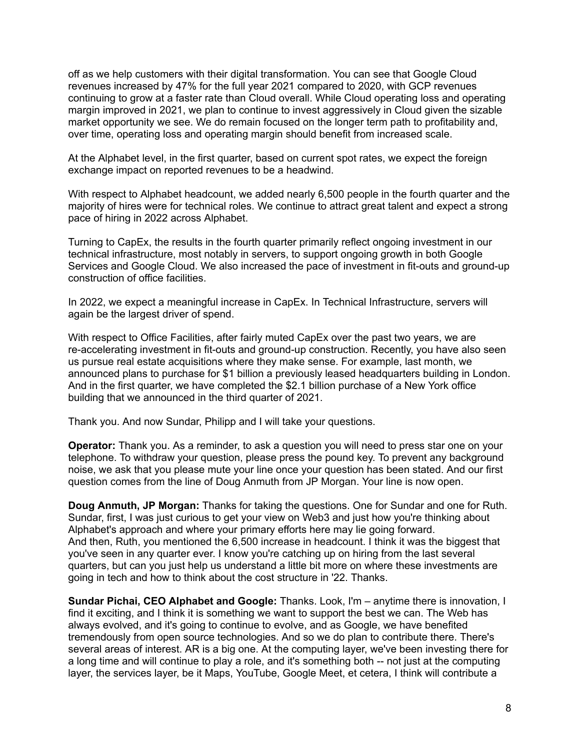off as we help customers with their digital transformation. You can see that Google Cloud revenues increased by 47% for the full year 2021 compared to 2020, with GCP revenues continuing to grow at a faster rate than Cloud overall. While Cloud operating loss and operating margin improved in 2021, we plan to continue to invest aggressively in Cloud given the sizable market opportunity we see. We do remain focused on the longer term path to profitability and, over time, operating loss and operating margin should benefit from increased scale.

At the Alphabet level, in the first quarter, based on current spot rates, we expect the foreign exchange impact on reported revenues to be a headwind.

With respect to Alphabet headcount, we added nearly 6,500 people in the fourth quarter and the majority of hires were for technical roles. We continue to attract great talent and expect a strong pace of hiring in 2022 across Alphabet.

Turning to CapEx, the results in the fourth quarter primarily reflect ongoing investment in our technical infrastructure, most notably in servers, to support ongoing growth in both Google Services and Google Cloud. We also increased the pace of investment in fit-outs and ground-up construction of office facilities.

In 2022, we expect a meaningful increase in CapEx. In Technical Infrastructure, servers will again be the largest driver of spend.

With respect to Office Facilities, after fairly muted CapEx over the past two years, we are re-accelerating investment in fit-outs and ground-up construction. Recently, you have also seen us pursue real estate acquisitions where they make sense. For example, last month, we announced plans to purchase for $1 billion a previously leased headquarters building in London. And in the first quarter, we have completed the $2.1 billion purchase of a New York office building that we announced in the third quarter of 2021.

Thank you. And now Sundar, Philipp and I will take your questions.

**Operator:** Thank you. As a reminder, to ask a question you will need to press star one on your telephone. To withdraw your question, please press the pound key. To prevent any background noise, we ask that you please mute your line once your question has been stated. And our first question comes from the line of Doug Anmuth from JP Morgan. Your line is now open.

**Doug Anmuth, JP Morgan:** Thanks for taking the questions. One for Sundar and one for Ruth. Sundar, first, I was just curious to get your view on Web3 and just how you're thinking about Alphabet's approach and where your primary efforts here may lie going forward.
And then, Ruth, you mentioned the 6,500 increase in headcount. I think it was the biggest that you've seen in any quarter ever. I know you're catching up on hiring from the last several quarters, but can you just help us understand a little bit more on where these investments are going in tech and how to think about the cost structure in '22. Thanks.

**Sundar Pichai, CEO Alphabet and Google:** Thanks. Look, I'm – anytime there is innovation, I find it exciting, and I think it is something we want to support the best we can. The Web has always evolved, and it's going to continue to evolve, and as Google, we have benefited tremendously from open source technologies. And so we do plan to contribute there. There's several areas of interest. AR is a big one. At the computing layer, we've been investing there for a long time and will continue to play a role, and it's something both -- not just at the computing layer, the services layer, be it Maps, YouTube, Google Meet, et cetera, I think will contribute a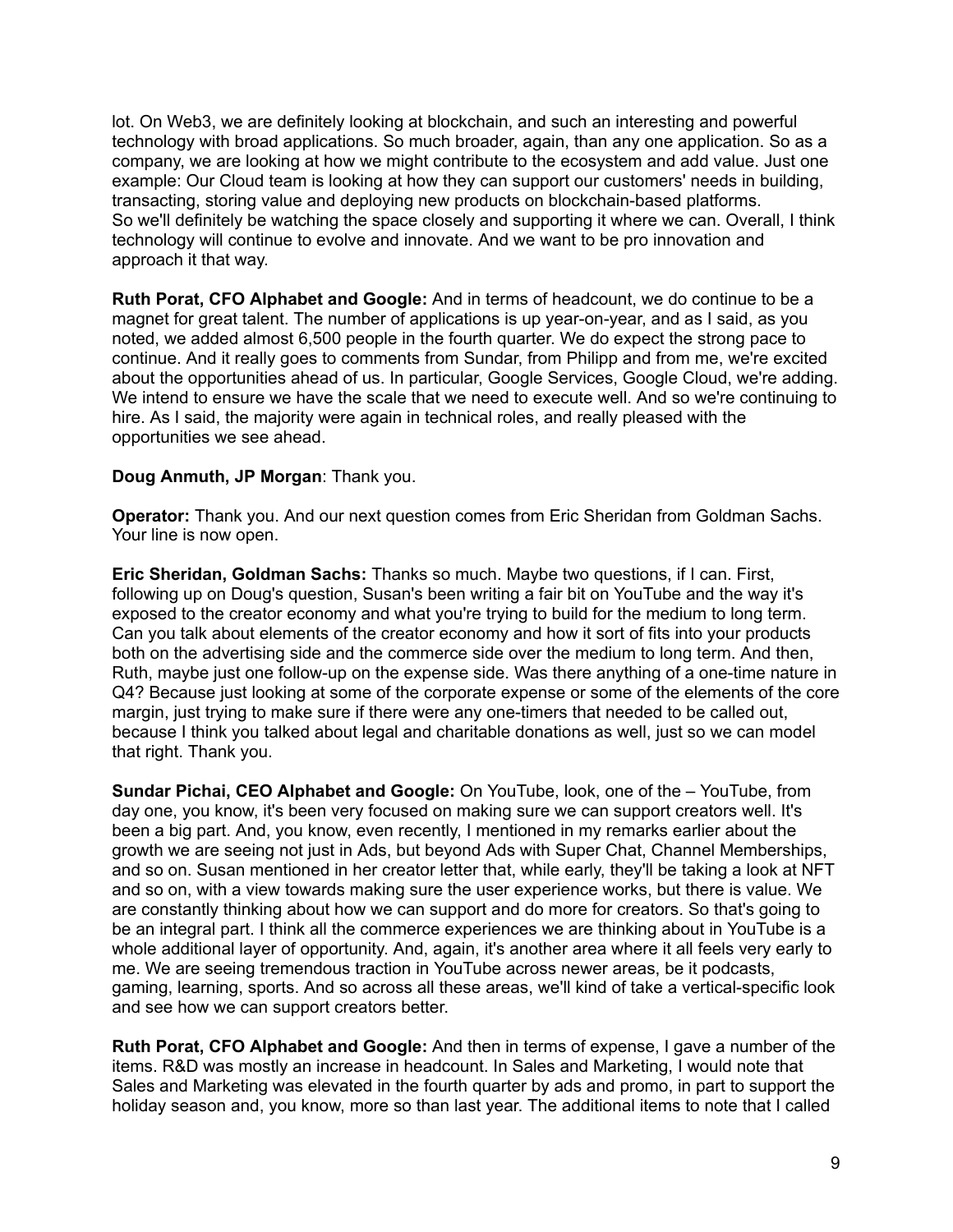lot. On Web3, we are definitely looking at blockchain, and such an interesting and powerful technology with broad applications. So much broader, again, than any one application. So as a company, we are looking at how we might contribute to the ecosystem and add value. Just one example: Our Cloud team is looking at how they can support our customers' needs in building, transacting, storing value and deploying new products on blockchain-based platforms. So we'll definitely be watching the space closely and supporting it where we can. Overall, I think technology will continue to evolve and innovate. And we want to be pro innovation and approach it that way.

**Ruth Porat, CFO Alphabet and Google:** And in terms of headcount, we do continue to be a magnet for great talent. The number of applications is up year-on-year, and as I said, as you noted, we added almost 6,500 people in the fourth quarter. We do expect the strong pace to continue. And it really goes to comments from Sundar, from Philipp and from me, we're excited about the opportunities ahead of us. In particular, Google Services, Google Cloud, we're adding. We intend to ensure we have the scale that we need to execute well. And so we're continuing to hire. As I said, the majority were again in technical roles, and really pleased with the opportunities we see ahead.

**Doug Anmuth, JP Morgan**: Thank you.

**Operator:** Thank you. And our next question comes from Eric Sheridan from Goldman Sachs. Your line is now open.

**Eric Sheridan, Goldman Sachs:** Thanks so much. Maybe two questions, if I can. First, following up on Doug's question, Susan's been writing a fair bit on YouTube and the way it's exposed to the creator economy and what you're trying to build for the medium to long term. Can you talk about elements of the creator economy and how it sort of fits into your products both on the advertising side and the commerce side over the medium to long term. And then, Ruth, maybe just one follow-up on the expense side. Was there anything of a one-time nature in Q4? Because just looking at some of the corporate expense or some of the elements of the core margin, just trying to make sure if there were any one-timers that needed to be called out, because I think you talked about legal and charitable donations as well, just so we can model that right. Thank you.

**Sundar Pichai, CEO Alphabet and Google:** On YouTube, look, one of the – YouTube, from day one, you know, it's been very focused on making sure we can support creators well. It's been a big part. And, you know, even recently, I mentioned in my remarks earlier about the growth we are seeing not just in Ads, but beyond Ads with Super Chat, Channel Memberships, and so on. Susan mentioned in her creator letter that, while early, they'll be taking a look at NFT and so on, with a view towards making sure the user experience works, but there is value. We are constantly thinking about how we can support and do more for creators. So that's going to be an integral part. I think all the commerce experiences we are thinking about in YouTube is a whole additional layer of opportunity. And, again, it's another area where it all feels very early to me. We are seeing tremendous traction in YouTube across newer areas, be it podcasts, gaming, learning, sports. And so across all these areas, we'll kind of take a vertical-specific look and see how we can support creators better.

**Ruth Porat, CFO Alphabet and Google:** And then in terms of expense, I gave a number of the items. R&D was mostly an increase in headcount. In Sales and Marketing, I would note that Sales and Marketing was elevated in the fourth quarter by ads and promo, in part to support the holiday season and, you know, more so than last year. The additional items to note that I called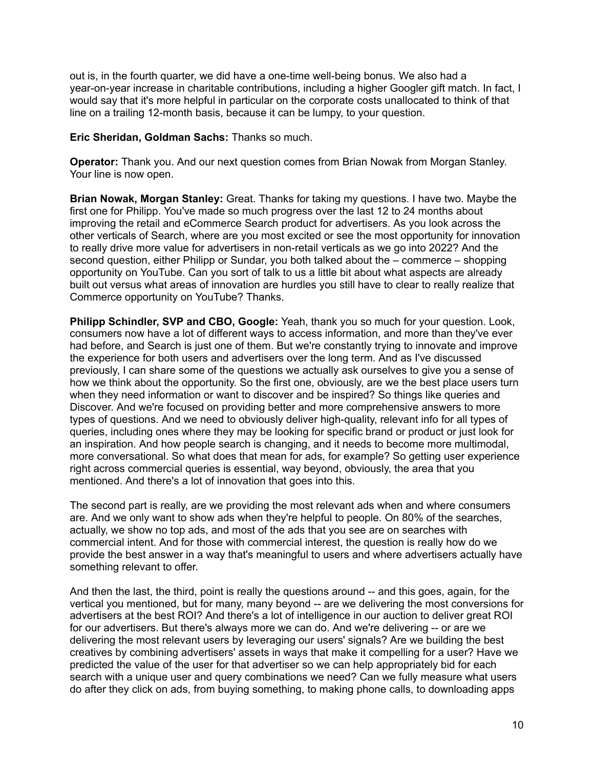out is, in the fourth quarter, we did have a one-time well-being bonus. We also had a year-on-year increase in charitable contributions, including a higher Googler gift match. In fact, I would say that it's more helpful in particular on the corporate costs unallocated to think of that line on a trailing 12-month basis, because it can be lumpy, to your question.

**Eric Sheridan, Goldman Sachs:** Thanks so much.

**Operator:** Thank you. And our next question comes from Brian Nowak from Morgan Stanley. Your line is now open.

**Brian Nowak, Morgan Stanley:** Great. Thanks for taking my questions. I have two. Maybe the first one for Philipp. You've made so much progress over the last 12 to 24 months about improving the retail and eCommerce Search product for advertisers. As you look across the other verticals of Search, where are you most excited or see the most opportunity for innovation to really drive more value for advertisers in non-retail verticals as we go into 2022? And the second question, either Philipp or Sundar, you both talked about the – commerce – shopping opportunity on YouTube. Can you sort of talk to us a little bit about what aspects are already built out versus what areas of innovation are hurdles you still have to clear to really realize that Commerce opportunity on YouTube? Thanks.

**Philipp Schindler, SVP and CBO, Google:** Yeah, thank you so much for your question. Look, consumers now have a lot of different ways to access information, and more than they've ever had before, and Search is just one of them. But we're constantly trying to innovate and improve the experience for both users and advertisers over the long term. And as I've discussed previously, I can share some of the questions we actually ask ourselves to give you a sense of how we think about the opportunity. So the first one, obviously, are we the best place users turn when they need information or want to discover and be inspired? So things like queries and Discover. And we're focused on providing better and more comprehensive answers to more types of questions. And we need to obviously deliver high-quality, relevant info for all types of queries, including ones where they may be looking for specific brand or product or just look for an inspiration. And how people search is changing, and it needs to become more multimodal, more conversational. So what does that mean for ads, for example? So getting user experience right across commercial queries is essential, way beyond, obviously, the area that you mentioned. And there's a lot of innovation that goes into this.

The second part is really, are we providing the most relevant ads when and where consumers are. And we only want to show ads when they're helpful to people. On 80% of the searches, actually, we show no top ads, and most of the ads that you see are on searches with commercial intent. And for those with commercial interest, the question is really how do we provide the best answer in a way that's meaningful to users and where advertisers actually have something relevant to offer.

And then the last, the third, point is really the questions around -- and this goes, again, for the vertical you mentioned, but for many, many beyond -- are we delivering the most conversions for advertisers at the best ROI? And there's a lot of intelligence in our auction to deliver great ROI for our advertisers. But there's always more we can do. And we're delivering -- or are we delivering the most relevant users by leveraging our users' signals? Are we building the best creatives by combining advertisers' assets in ways that make it compelling for a user? Have we predicted the value of the user for that advertiser so we can help appropriately bid for each search with a unique user and query combinations we need? Can we fully measure what users do after they click on ads, from buying something, to making phone calls, to downloading apps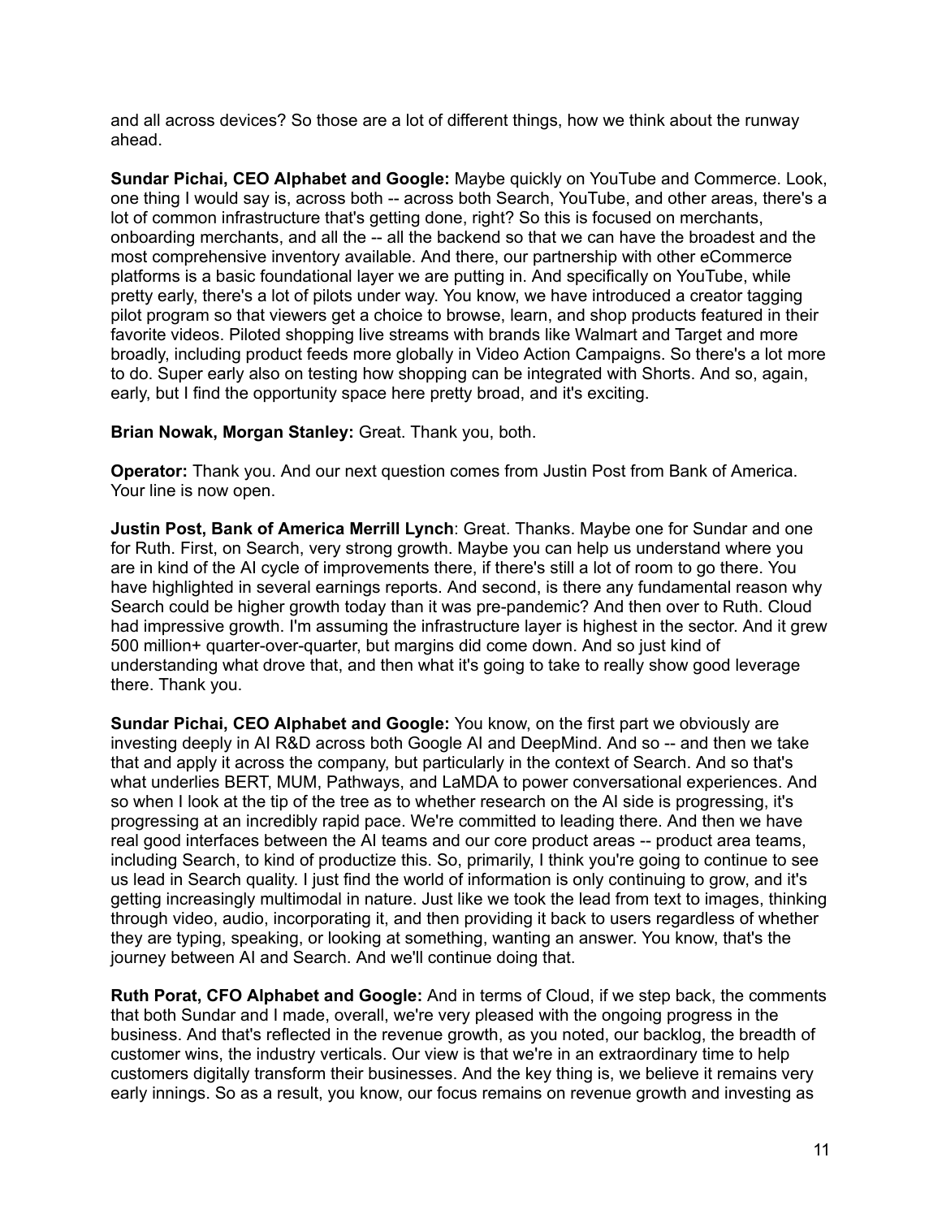and all across devices? So those are a lot of different things, how we think about the runway ahead.

**Sundar Pichai, CEO Alphabet and Google:** Maybe quickly on YouTube and Commerce. Look, one thing I would say is, across both -- across both Search, YouTube, and other areas, there's a lot of common infrastructure that's getting done, right? So this is focused on merchants, onboarding merchants, and all the -- all the backend so that we can have the broadest and the most comprehensive inventory available. And there, our partnership with other eCommerce platforms is a basic foundational layer we are putting in. And specifically on YouTube, while pretty early, there's a lot of pilots under way. You know, we have introduced a creator tagging pilot program so that viewers get a choice to browse, learn, and shop products featured in their favorite videos. Piloted shopping live streams with brands like Walmart and Target and more broadly, including product feeds more globally in Video Action Campaigns. So there's a lot more to do. Super early also on testing how shopping can be integrated with Shorts. And so, again, early, but I find the opportunity space here pretty broad, and it's exciting.

**Brian Nowak, Morgan Stanley:** Great. Thank you, both.

**Operator:** Thank you. And our next question comes from Justin Post from Bank of America. Your line is now open.

**Justin Post, Bank of America Merrill Lynch**: Great. Thanks. Maybe one for Sundar and one for Ruth. First, on Search, very strong growth. Maybe you can help us understand where you are in kind of the AI cycle of improvements there, if there's still a lot of room to go there. You have highlighted in several earnings reports. And second, is there any fundamental reason why Search could be higher growth today than it was pre-pandemic? And then over to Ruth. Cloud had impressive growth. I'm assuming the infrastructure layer is highest in the sector. And it grew 500 million+ quarter-over-quarter, but margins did come down. And so just kind of understanding what drove that, and then what it's going to take to really show good leverage there. Thank you.

**Sundar Pichai, CEO Alphabet and Google:** You know, on the first part we obviously are investing deeply in AI R&D across both Google AI and DeepMind. And so -- and then we take that and apply it across the company, but particularly in the context of Search. And so that's what underlies BERT, MUM, Pathways, and LaMDA to power conversational experiences. And so when I look at the tip of the tree as to whether research on the AI side is progressing, it's progressing at an incredibly rapid pace. We're committed to leading there. And then we have real good interfaces between the AI teams and our core product areas -- product area teams, including Search, to kind of productize this. So, primarily, I think you're going to continue to see us lead in Search quality. I just find the world of information is only continuing to grow, and it's getting increasingly multimodal in nature. Just like we took the lead from text to images, thinking through video, audio, incorporating it, and then providing it back to users regardless of whether they are typing, speaking, or looking at something, wanting an answer. You know, that's the journey between AI and Search. And we'll continue doing that.

**Ruth Porat, CFO Alphabet and Google:** And in terms of Cloud, if we step back, the comments that both Sundar and I made, overall, we're very pleased with the ongoing progress in the business. And that's reflected in the revenue growth, as you noted, our backlog, the breadth of customer wins, the industry verticals. Our view is that we're in an extraordinary time to help customers digitally transform their businesses. And the key thing is, we believe it remains very early innings. So as a result, you know, our focus remains on revenue growth and investing as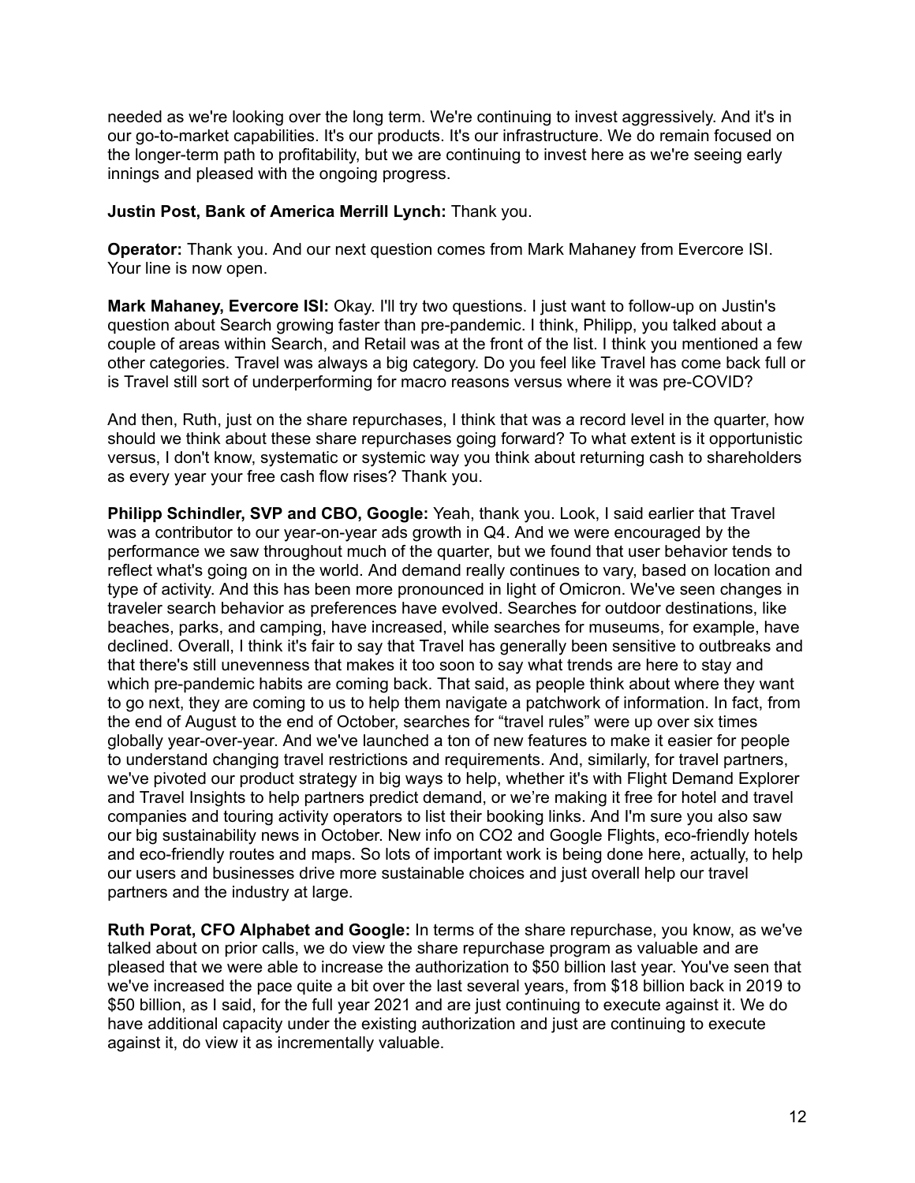needed as we're looking over the long term. We're continuing to invest aggressively. And it's in our go-to-market capabilities. It's our products. It's our infrastructure. We do remain focused on the longer-term path to profitability, but we are continuing to invest here as we're seeing early innings and pleased with the ongoing progress.

**Justin Post, Bank of America Merrill Lynch:** Thank you.

**Operator:** Thank you. And our next question comes from Mark Mahaney from Evercore ISI. Your line is now open.

**Mark Mahaney, Evercore ISI:** Okay. I'll try two questions. I just want to follow-up on Justin's question about Search growing faster than pre-pandemic. I think, Philipp, you talked about a couple of areas within Search, and Retail was at the front of the list. I think you mentioned a few other categories. Travel was always a big category. Do you feel like Travel has come back full or is Travel still sort of underperforming for macro reasons versus where it was pre-COVID?

And then, Ruth, just on the share repurchases, I think that was a record level in the quarter, how should we think about these share repurchases going forward? To what extent is it opportunistic versus, I don't know, systematic or systemic way you think about returning cash to shareholders as every year your free cash flow rises? Thank you.

**Philipp Schindler, SVP and CBO, Google:** Yeah, thank you. Look, I said earlier that Travel was a contributor to our year-on-year ads growth in Q4. And we were encouraged by the performance we saw throughout much of the quarter, but we found that user behavior tends to reflect what's going on in the world. And demand really continues to vary, based on location and type of activity. And this has been more pronounced in light of Omicron. We've seen changes in traveler search behavior as preferences have evolved. Searches for outdoor destinations, like beaches, parks, and camping, have increased, while searches for museums, for example, have declined. Overall, I think it's fair to say that Travel has generally been sensitive to outbreaks and that there's still unevenness that makes it too soon to say what trends are here to stay and which pre-pandemic habits are coming back. That said, as people think about where they want to go next, they are coming to us to help them navigate a patchwork of information. In fact, from the end of August to the end of October, searches for "travel rules" were up over six times globally year-over-year. And we've launched a ton of new features to make it easier for people to understand changing travel restrictions and requirements. And, similarly, for travel partners, we've pivoted our product strategy in big ways to help, whether it's with Flight Demand Explorer and Travel Insights to help partners predict demand, or we're making it free for hotel and travel companies and touring activity operators to list their booking links. And I'm sure you also saw our big sustainability news in October. New info on CO2 and Google Flights, eco-friendly hotels and eco-friendly routes and maps. So lots of important work is being done here, actually, to help our users and businesses drive more sustainable choices and just overall help our travel partners and the industry at large.

**Ruth Porat, CFO Alphabet and Google:** In terms of the share repurchase, you know, as we've talked about on prior calls, we do view the share repurchase program as valuable and are pleased that we were able to increase the authorization to \$50 billion last year. You've seen that we've increased the pace quite a bit over the last several years, from \$18 billion back in 2019 to \$50 billion, as I said, for the full year 2021 and are just continuing to execute against it. We do have additional capacity under the existing authorization and just are continuing to execute against it, do view it as incrementally valuable.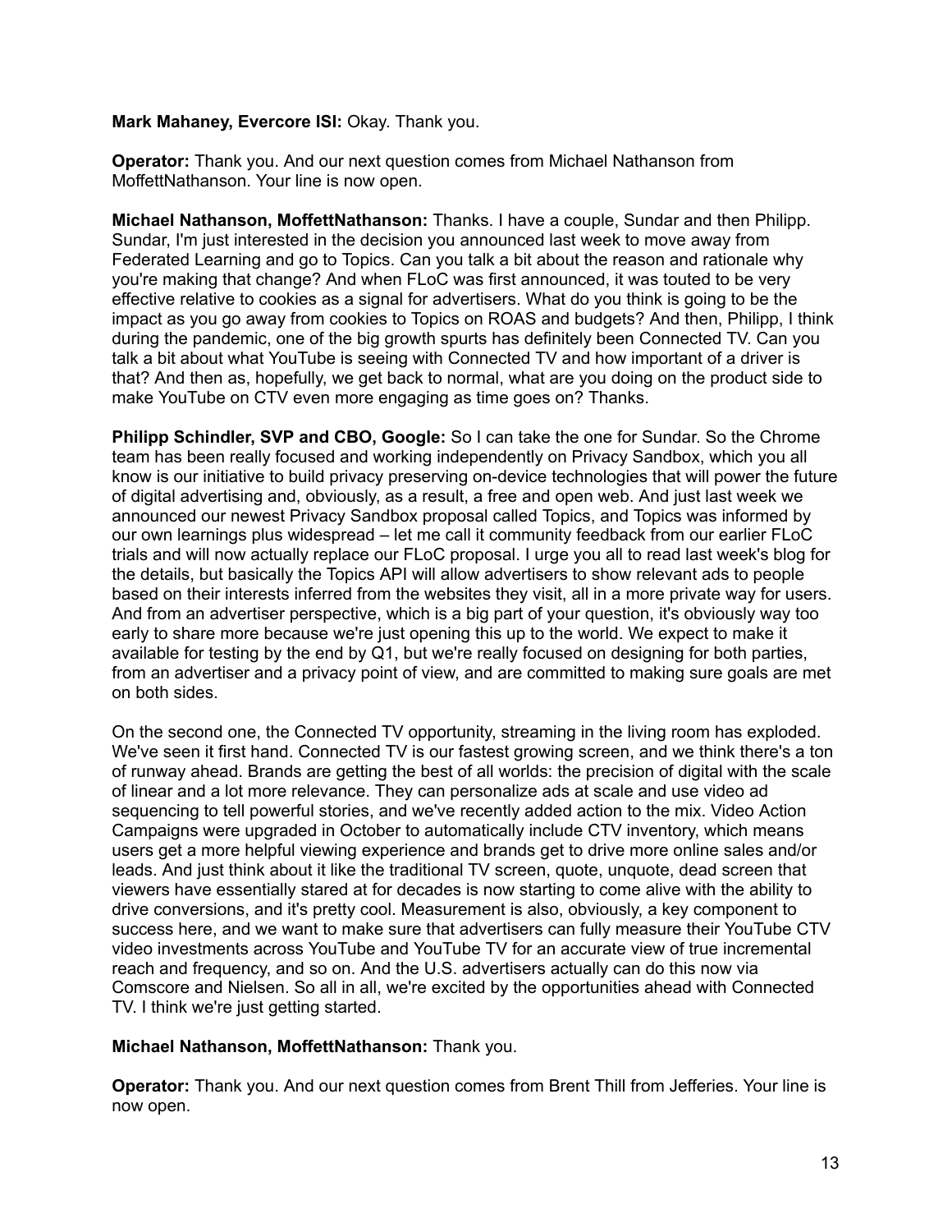**Mark Mahaney, Evercore ISI:** Okay. Thank you.

**Operator:** Thank you. And our next question comes from Michael Nathanson from MoffettNathanson. Your line is now open.

**Michael Nathanson, MoffettNathanson:** Thanks. I have a couple, Sundar and then Philipp. Sundar, I'm just interested in the decision you announced last week to move away from Federated Learning and go to Topics. Can you talk a bit about the reason and rationale why you're making that change? And when FLoC was first announced, it was touted to be very effective relative to cookies as a signal for advertisers. What do you think is going to be the impact as you go away from cookies to Topics on ROAS and budgets? And then, Philipp, I think during the pandemic, one of the big growth spurts has definitely been Connected TV. Can you talk a bit about what YouTube is seeing with Connected TV and how important of a driver is that? And then as, hopefully, we get back to normal, what are you doing on the product side to make YouTube on CTV even more engaging as time goes on? Thanks.

**Philipp Schindler, SVP and CBO, Google:** So I can take the one for Sundar. So the Chrome team has been really focused and working independently on Privacy Sandbox, which you all know is our initiative to build privacy preserving on-device technologies that will power the future of digital advertising and, obviously, as a result, a free and open web. And just last week we announced our newest Privacy Sandbox proposal called Topics, and Topics was informed by our own learnings plus widespread – let me call it community feedback from our earlier FLoC trials and will now actually replace our FLoC proposal. I urge you all to read last week's blog for the details, but basically the Topics API will allow advertisers to show relevant ads to people based on their interests inferred from the websites they visit, all in a more private way for users. And from an advertiser perspective, which is a big part of your question, it's obviously way too early to share more because we're just opening this up to the world. We expect to make it available for testing by the end by Q1, but we're really focused on designing for both parties, from an advertiser and a privacy point of view, and are committed to making sure goals are met on both sides.

On the second one, the Connected TV opportunity, streaming in the living room has exploded. We've seen it first hand. Connected TV is our fastest growing screen, and we think there's a ton of runway ahead. Brands are getting the best of all worlds: the precision of digital with the scale of linear and a lot more relevance. They can personalize ads at scale and use video ad sequencing to tell powerful stories, and we've recently added action to the mix. Video Action Campaigns were upgraded in October to automatically include CTV inventory, which means users get a more helpful viewing experience and brands get to drive more online sales and/or leads. And just think about it like the traditional TV screen, quote, unquote, dead screen that viewers have essentially stared at for decades is now starting to come alive with the ability to drive conversions, and it's pretty cool. Measurement is also, obviously, a key component to success here, and we want to make sure that advertisers can fully measure their YouTube CTV video investments across YouTube and YouTube TV for an accurate view of true incremental reach and frequency, and so on. And the U.S. advertisers actually can do this now via Comscore and Nielsen. So all in all, we're excited by the opportunities ahead with Connected TV. I think we're just getting started.

**Michael Nathanson, MoffettNathanson:** Thank you.

**Operator:** Thank you. And our next question comes from Brent Thill from Jefferies. Your line is now open.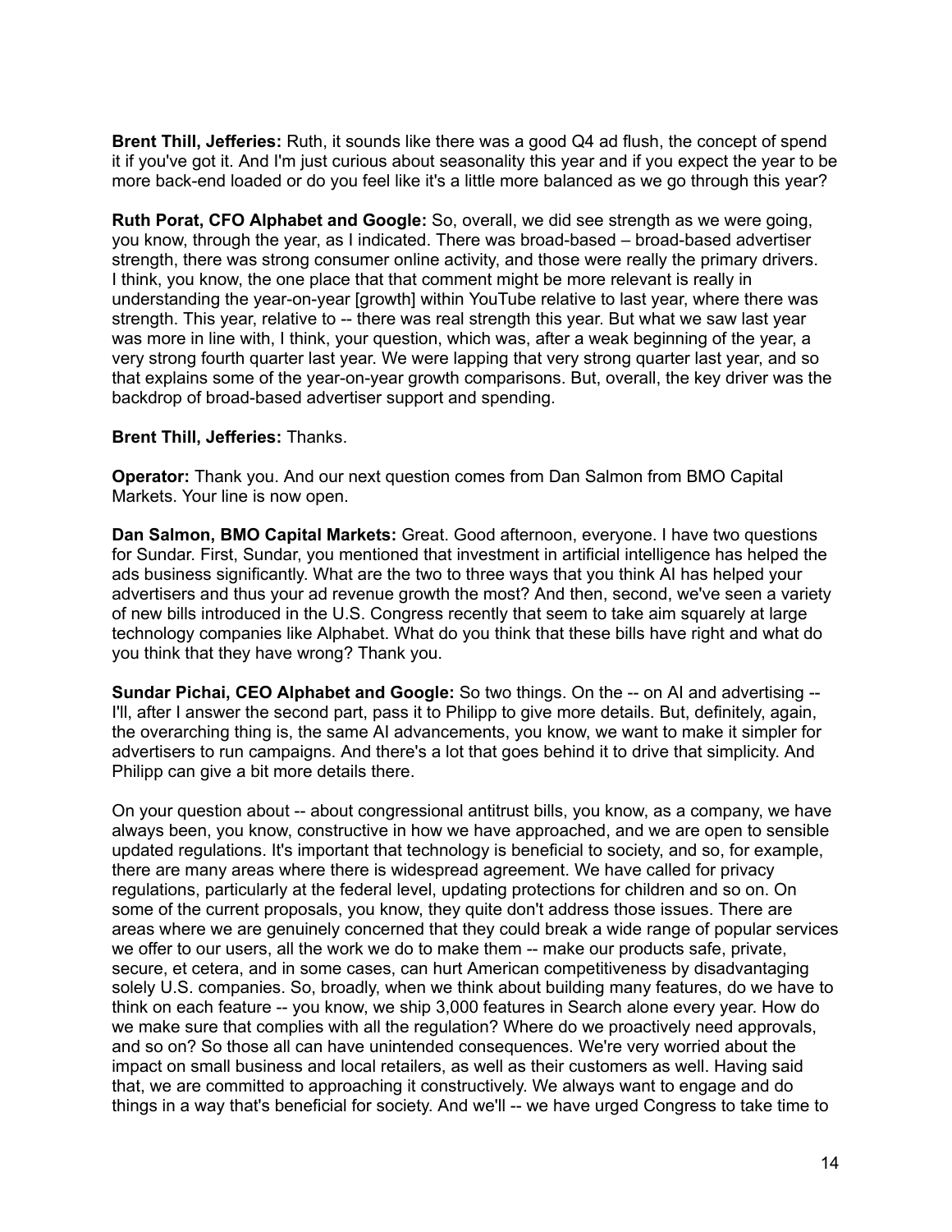**Brent Thill, Jefferies:** Ruth, it sounds like there was a good Q4 ad flush, the concept of spend it if you've got it. And I'm just curious about seasonality this year and if you expect the year to be more back-end loaded or do you feel like it's a little more balanced as we go through this year?

**Ruth Porat, CFO Alphabet and Google:** So, overall, we did see strength as we were going, you know, through the year, as I indicated. There was broad-based – broad-based advertiser strength, there was strong consumer online activity, and those were really the primary drivers. I think, you know, the one place that that comment might be more relevant is really in understanding the year-on-year [growth] within YouTube relative to last year, where there was strength. This year, relative to -- there was real strength this year. But what we saw last year was more in line with, I think, your question, which was, after a weak beginning of the year, a very strong fourth quarter last year. We were lapping that very strong quarter last year, and so that explains some of the year-on-year growth comparisons. But, overall, the key driver was the backdrop of broad-based advertiser support and spending.

**Brent Thill, Jefferies:** Thanks.

**Operator:** Thank you. And our next question comes from Dan Salmon from BMO Capital Markets. Your line is now open.

**Dan Salmon, BMO Capital Markets:** Great. Good afternoon, everyone. I have two questions for Sundar. First, Sundar, you mentioned that investment in artificial intelligence has helped the ads business significantly. What are the two to three ways that you think AI has helped your advertisers and thus your ad revenue growth the most? And then, second, we've seen a variety of new bills introduced in the U.S. Congress recently that seem to take aim squarely at large technology companies like Alphabet. What do you think that these bills have right and what do you think that they have wrong? Thank you.

**Sundar Pichai, CEO Alphabet and Google:** So two things. On the -- on AI and advertising -- I'll, after I answer the second part, pass it to Philipp to give more details. But, definitely, again, the overarching thing is, the same AI advancements, you know, we want to make it simpler for advertisers to run campaigns. And there's a lot that goes behind it to drive that simplicity. And Philipp can give a bit more details there.

On your question about -- about congressional antitrust bills, you know, as a company, we have always been, you know, constructive in how we have approached, and we are open to sensible updated regulations. It's important that technology is beneficial to society, and so, for example, there are many areas where there is widespread agreement. We have called for privacy regulations, particularly at the federal level, updating protections for children and so on. On some of the current proposals, you know, they quite don't address those issues. There are areas where we are genuinely concerned that they could break a wide range of popular services we offer to our users, all the work we do to make them -- make our products safe, private, secure, et cetera, and in some cases, can hurt American competitiveness by disadvantaging solely U.S. companies. So, broadly, when we think about building many features, do we have to think on each feature -- you know, we ship 3,000 features in Search alone every year. How do we make sure that complies with all the regulation? Where do we proactively need approvals, and so on? So those all can have unintended consequences. We're very worried about the impact on small business and local retailers, as well as their customers as well. Having said that, we are committed to approaching it constructively. We always want to engage and do things in a way that's beneficial for society. And we'll -- we have urged Congress to take time to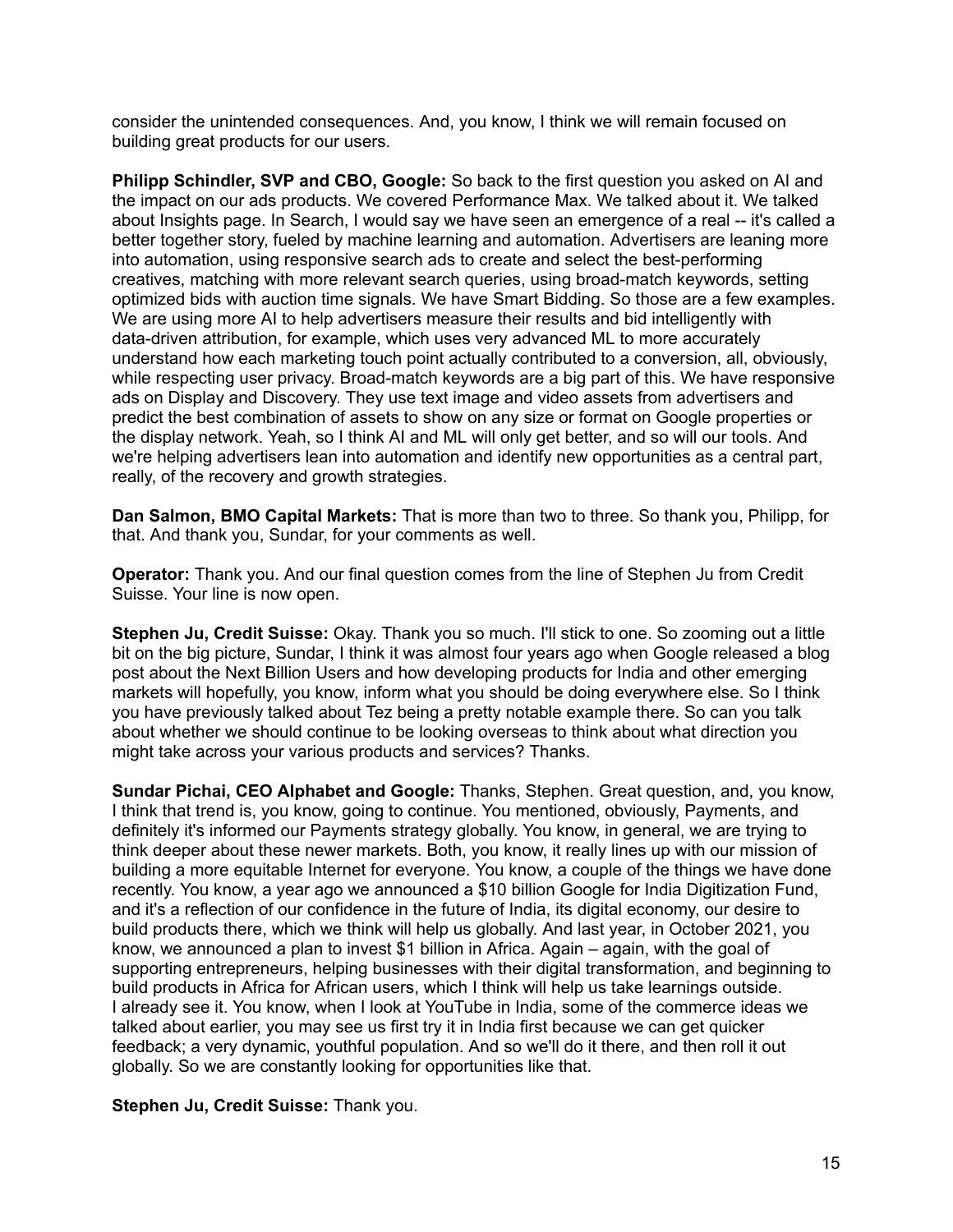consider the unintended consequences. And, you know, I think we will remain focused on building great products for our users.

**Philipp Schindler, SVP and CBO, Google:** So back to the first question you asked on AI and the impact on our ads products. We covered Performance Max. We talked about it. We talked about Insights page. In Search, I would say we have seen an emergence of a real -- it's called a better together story, fueled by machine learning and automation. Advertisers are leaning more into automation, using responsive search ads to create and select the best-performing creatives, matching with more relevant search queries, using broad-match keywords, setting optimized bids with auction time signals. We have Smart Bidding. So those are a few examples. We are using more AI to help advertisers measure their results and bid intelligently with data-driven attribution, for example, which uses very advanced ML to more accurately understand how each marketing touch point actually contributed to a conversion, all, obviously, while respecting user privacy. Broad-match keywords are a big part of this. We have responsive ads on Display and Discovery. They use text image and video assets from advertisers and predict the best combination of assets to show on any size or format on Google properties or the display network. Yeah, so I think AI and ML will only get better, and so will our tools. And we're helping advertisers lean into automation and identify new opportunities as a central part, really, of the recovery and growth strategies.

**Dan Salmon, BMO Capital Markets:** That is more than two to three. So thank you, Philipp, for that. And thank you, Sundar, for your comments as well.

**Operator:** Thank you. And our final question comes from the line of Stephen Ju from Credit Suisse. Your line is now open.

**Stephen Ju, Credit Suisse:** Okay. Thank you so much. I'll stick to one. So zooming out a little bit on the big picture, Sundar, I think it was almost four years ago when Google released a blog post about the Next Billion Users and how developing products for India and other emerging markets will hopefully, you know, inform what you should be doing everywhere else. So I think you have previously talked about Tez being a pretty notable example there. So can you talk about whether we should continue to be looking overseas to think about what direction you might take across your various products and services? Thanks.

**Sundar Pichai, CEO Alphabet and Google:** Thanks, Stephen. Great question, and, you know, I think that trend is, you know, going to continue. You mentioned, obviously, Payments, and definitely it's informed our Payments strategy globally. You know, in general, we are trying to think deeper about these newer markets. Both, you know, it really lines up with our mission of building a more equitable Internet for everyone. You know, a couple of the things we have done recently. You know, a year ago we announced a $10 billion Google for India Digitization Fund, and it's a reflection of our confidence in the future of India, its digital economy, our desire to build products there, which we think will help us globally. And last year, in October 2021, you know, we announced a plan to invest $1 billion in Africa. Again – again, with the goal of supporting entrepreneurs, helping businesses with their digital transformation, and beginning to build products in Africa for African users, which I think will help us take learnings outside. I already see it. You know, when I look at YouTube in India, some of the commerce ideas we talked about earlier, you may see us first try it in India first because we can get quicker feedback; a very dynamic, youthful population. And so we'll do it there, and then roll it out globally. So we are constantly looking for opportunities like that.

**Stephen Ju, Credit Suisse:** Thank you.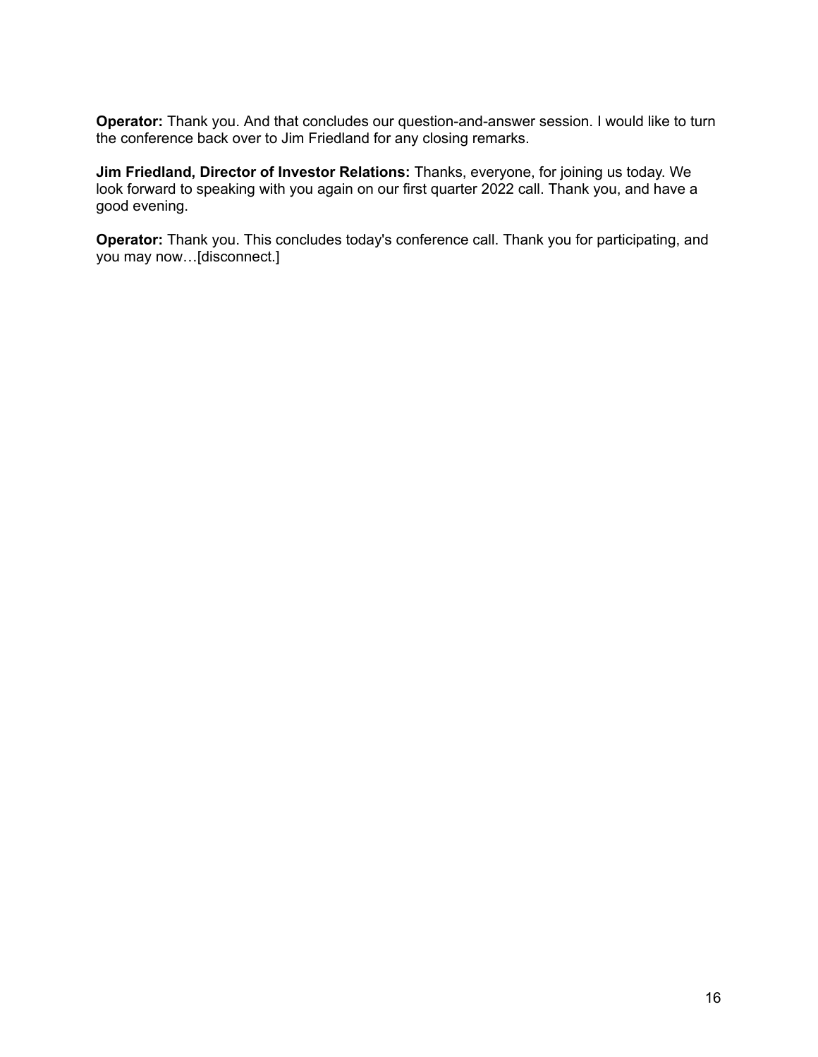**Operator:** Thank you. And that concludes our question-and-answer session. I would like to turn the conference back over to Jim Friedland for any closing remarks.

**Jim Friedland, Director of Investor Relations:** Thanks, everyone, for joining us today. We look forward to speaking with you again on our first quarter 2022 call. Thank you, and have a good evening.

**Operator:** Thank you. This concludes today's conference call. Thank you for participating, and you may now…[disconnect.]